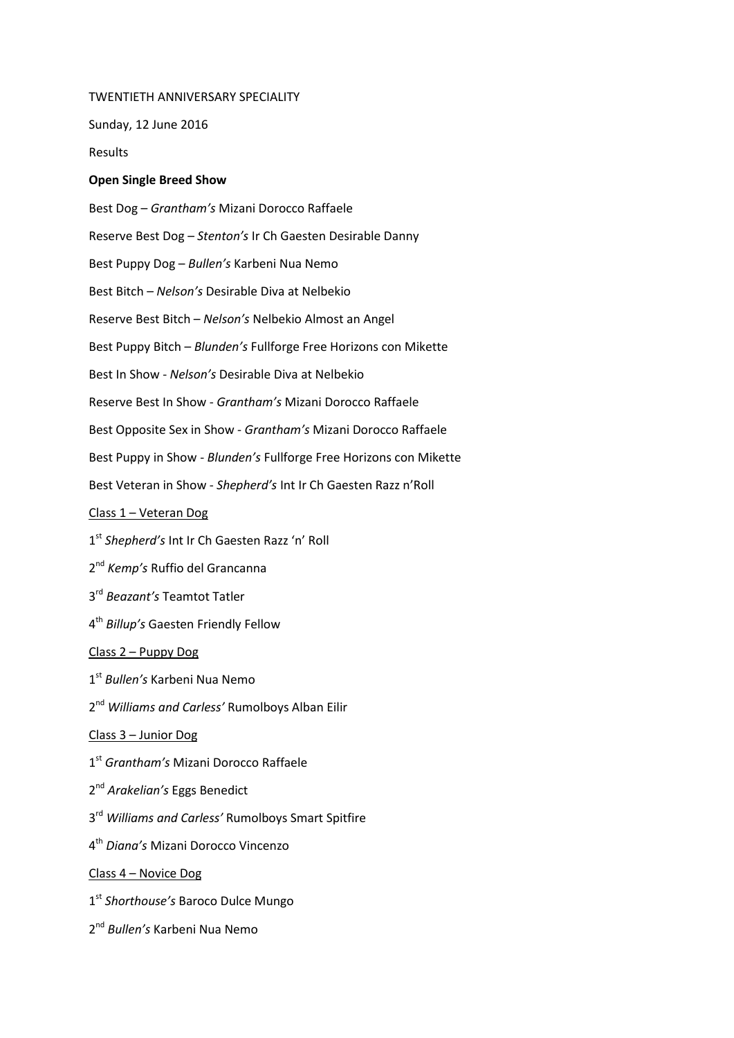TWENTIETH ANNIVERSARY SPECIALITY

Sunday, 12 June 2016

Results

**Open Single Breed Show**

Best Dog – *Grantham's* Mizani Dorocco Raffaele

Reserve Best Dog – *Stenton's* Ir Ch Gaesten Desirable Danny

Best Puppy Dog – *Bullen's* Karbeni Nua Nemo

Best Bitch – *Nelson's* Desirable Diva at Nelbekio

Reserve Best Bitch – *Nelson's* Nelbekio Almost an Angel

Best Puppy Bitch – *Blunden's* Fullforge Free Horizons con Mikette

Best In Show - *Nelson's* Desirable Diva at Nelbekio

Reserve Best In Show - *Grantham's* Mizani Dorocco Raffaele

Best Opposite Sex in Show - *Grantham's* Mizani Dorocco Raffaele

Best Puppy in Show - *Blunden's* Fullforge Free Horizons con Mikette

Best Veteran in Show - *Shepherd's* Int Ir Ch Gaesten Razz n'Roll

Class 1 – Veteran Dog

1st *Shepherd's* Int Ir Ch Gaesten Razz 'n' Roll

2nd *Kemp's* Ruffio del Grancanna

3rd *Beazant's* Teamtot Tatler

4th *Billup's* Gaesten Friendly Fellow

Class 2 – Puppy Dog

1st *Bullen's* Karbeni Nua Nemo

2nd *Williams and Carless'* Rumolboys Alban Eilir

Class 3 – Junior Dog

1st *Grantham's* Mizani Dorocco Raffaele

2nd *Arakelian's* Eggs Benedict

3rd *Williams and Carless'* Rumolboys Smart Spitfire

4th *Diana's* Mizani Dorocco Vincenzo

Class 4 – Novice Dog

1st *Shorthouse's* Baroco Dulce Mungo

2nd *Bullen's* Karbeni Nua Nemo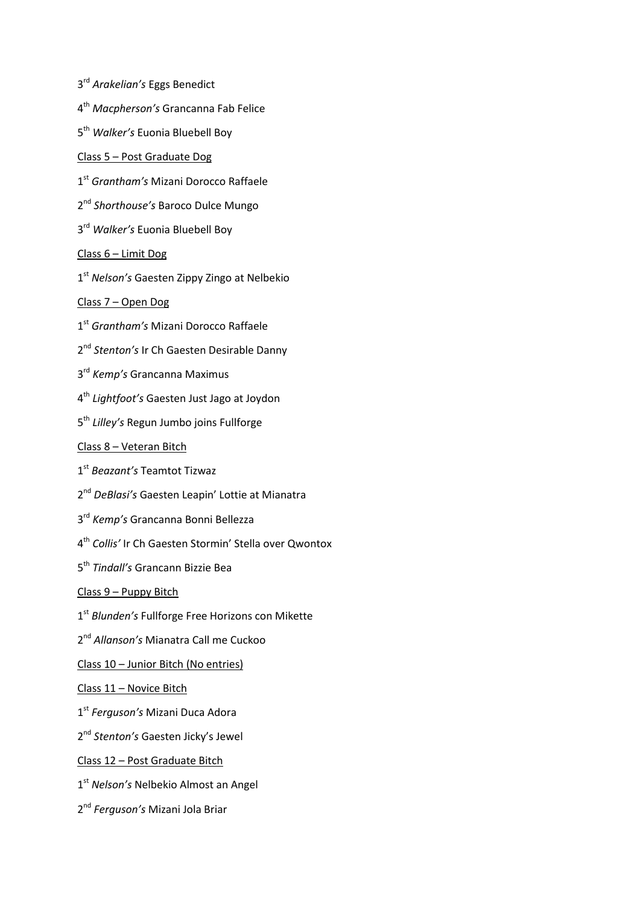3rd *Arakelian's* Eggs Benedict

4th *Macpherson's* Grancanna Fab Felice

5th *Walker's* Euonia Bluebell Boy

<u>Class 5 – Post Graduate Dog</u>

1st *Grantham's* Mizani Dorocco Raffaele

2nd *Shorthouse's* Baroco Dulce Mungo

3rd *Walker's* Euonia Bluebell Boy

<u>Class 6 – Limit Dog</u>

1st *Nelson's* Gaesten Zippy Zingo at Nelbekio

<u>Class 7 – Open Dog</u>

1st *Grantham's* Mizani Dorocco Raffaele

2nd *Stenton's* Ir Ch Gaesten Desirable Danny

3rd *Kemp's* Grancanna Maximus

4th *Lightfoot's* Gaesten Just Jago at Joydon

5th *Lilley's* Regun Jumbo joins Fullforge

<u>Class 8 – Veteran Bitch</u>

1st *Beazant's* Teamtot Tizwaz

2nd *DeBlasi's* Gaesten Leapin' Lottie at Mianatra

3rd *Kemp's* Grancanna Bonni Bellezza

4th *Collis'* Ir Ch Gaesten Stormin' Stella over Qwontox

5th *Tindall's* Grancann Bizzie Bea

<u>Class 9 – Puppy Bitch</u>

1st *Blunden's* Fullforge Free Horizons con Mikette

2nd *Allanson's* Mianatra Call me Cuckoo

<u>Class 10 – Junior Bitch (No entries)</u>

<u>Class 11 – Novice Bitch</u>

1st *Ferguson's* Mizani Duca Adora

2nd *Stenton's* Gaesten Jicky's Jewel

<u>Class 12 – Post Graduate Bitch</u>

1st *Nelson's* Nelbekio Almost an Angel

2nd *Ferguson's* Mizani Jola Briar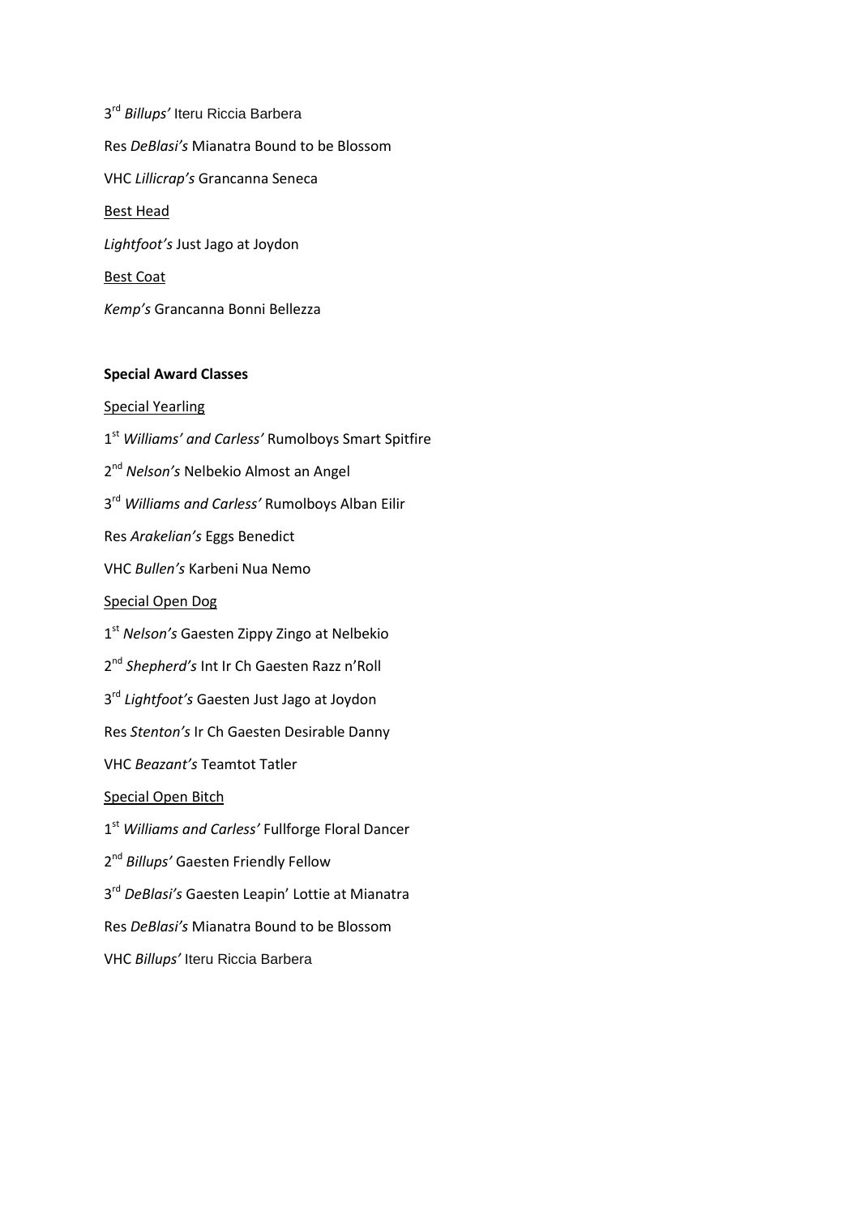3rd *Billups'* Iteru Riccia Barbera

Res *DeBlasi's* Mianatra Bound to be Blossom

VHC *Lillicrap's* Grancanna Seneca

Best Head

*Lightfoot's* Just Jago at Joydon

Best Coat

*Kemp's* Grancanna Bonni Bellezza

**Special Award Classes**

Special Yearling

1st *Williams' and Carless'* Rumolboys Smart Spitfire

2nd *Nelson's* Nelbekio Almost an Angel

3rd *Williams and Carless'* Rumolboys Alban Eilir

Res *Arakelian's* Eggs Benedict

VHC *Bullen's* Karbeni Nua Nemo

Special Open Dog

1st *Nelson's* Gaesten Zippy Zingo at Nelbekio

2nd *Shepherd's* Int Ir Ch Gaesten Razz n'Roll

3rd *Lightfoot's* Gaesten Just Jago at Joydon

Res *Stenton's* Ir Ch Gaesten Desirable Danny

VHC *Beazant's* Teamtot Tatler

Special Open Bitch

1st *Williams and Carless'* Fullforge Floral Dancer

2nd *Billups'* Gaesten Friendly Fellow

3rd *DeBlasi's* Gaesten Leapin' Lottie at Mianatra

Res *DeBlasi's* Mianatra Bound to be Blossom

VHC *Billups'* Iteru Riccia Barbera